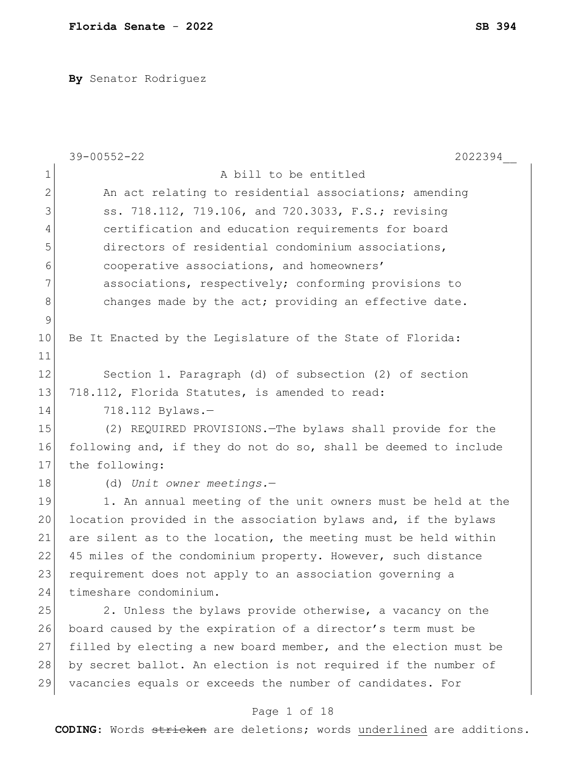**By** Senator Rodriguez

39-00552-22 2022394__

A bill to be entitled

An act relating to residential associations; amending ss. 718.112, 719.106, and 720.3033, F.S.; revising certification and education requirements for board directors of residential condominium associations, cooperative associations, and homeowners' associations, respectively; conforming provisions to changes made by the act; providing an effective date.

Be It Enacted by the Legislature of the State of Florida:

Section 1. Paragraph (d) of subsection (2) of section 718.112, Florida Statutes, is amended to read:

718.112 Bylaws.—

(2) REQUIRED PROVISIONS.—The bylaws shall provide for the following and, if they do not do so, shall be deemed to include the following:

(d) *Unit owner meetings.*—

1. An annual meeting of the unit owners must be held at the location provided in the association bylaws and, if the bylaws are silent as to the location, the meeting must be held within 45 miles of the condominium property. However, such distance requirement does not apply to an association governing a timeshare condominium.

2. Unless the bylaws provide otherwise, a vacancy on the board caused by the expiration of a director's term must be filled by electing a new board member, and the election must be by secret ballot. An election is not required if the number of vacancies equals or exceeds the number of candidates. For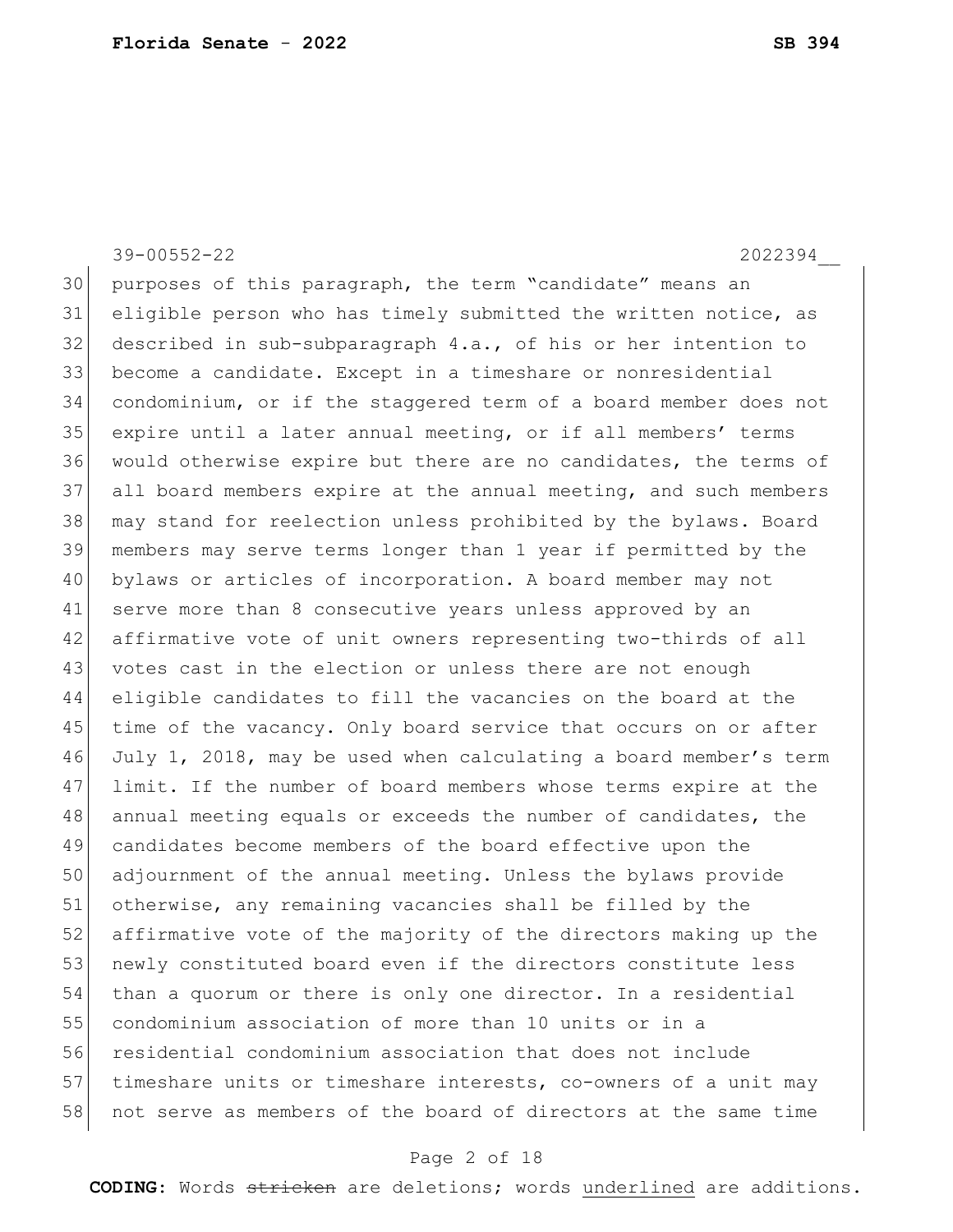purposes of this paragraph, the term "candidate" means an eligible person who has timely submitted the written notice, as described in sub-subparagraph 4.a., of his or her intention to become a candidate. Except in a timeshare or nonresidential condominium, or if the staggered term of a board member does not expire until a later annual meeting, or if all members' terms would otherwise expire but there are no candidates, the terms of all board members expire at the annual meeting, and such members may stand for reelection unless prohibited by the bylaws. Board members may serve terms longer than 1 year if permitted by the bylaws or articles of incorporation. A board member may not serve more than 8 consecutive years unless approved by an affirmative vote of unit owners representing two-thirds of all votes cast in the election or unless there are not enough eligible candidates to fill the vacancies on the board at the time of the vacancy. Only board service that occurs on or after July 1, 2018, may be used when calculating a board member's term limit. If the number of board members whose terms expire at the annual meeting equals or exceeds the number of candidates, the candidates become members of the board effective upon the adjournment of the annual meeting. Unless the bylaws provide otherwise, any remaining vacancies shall be filled by the affirmative vote of the majority of the directors making up the newly constituted board even if the directors constitute less than a quorum or there is only one director. In a residential condominium association of more than 10 units or in a residential condominium association that does not include timeshare units or timeshare interests, co-owners of a unit may not serve as members of the board of directors at the same time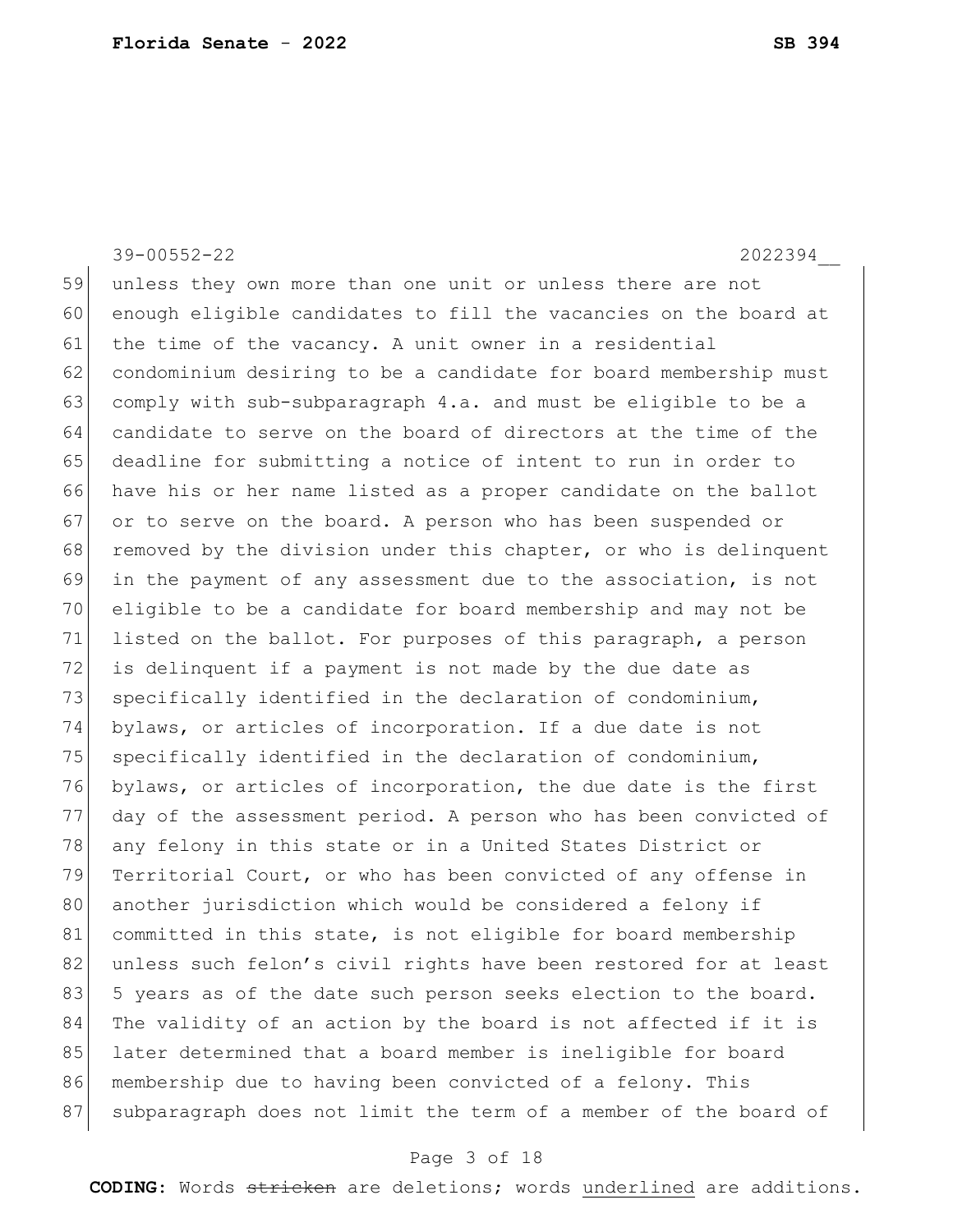39-00552-22 2022394__

59 unless they own more than one unit or unless there are not
60 enough eligible candidates to fill the vacancies on the board at
61 the time of the vacancy. A unit owner in a residential
62 condominium desiring to be a candidate for board membership must
63 comply with sub-subparagraph 4.a. and must be eligible to be a
64 candidate to serve on the board of directors at the time of the
65 deadline for submitting a notice of intent to run in order to
66 have his or her name listed as a proper candidate on the ballot
67 or to serve on the board. A person who has been suspended or
68 removed by the division under this chapter, or who is delinquent
69 in the payment of any assessment due to the association, is not
70 eligible to be a candidate for board membership and may not be
71 listed on the ballot. For purposes of this paragraph, a person
72 is delinquent if a payment is not made by the due date as
73 specifically identified in the declaration of condominium,
74 bylaws, or articles of incorporation. If a due date is not
75 specifically identified in the declaration of condominium,
76 bylaws, or articles of incorporation, the due date is the first
77 day of the assessment period. A person who has been convicted of
78 any felony in this state or in a United States District or
79 Territorial Court, or who has been convicted of any offense in
80 another jurisdiction which would be considered a felony if
81 committed in this state, is not eligible for board membership
82 unless such felon's civil rights have been restored for at least
83 5 years as of the date such person seeks election to the board.
84 The validity of an action by the board is not affected if it is
85 later determined that a board member is ineligible for board
86 membership due to having been convicted of a felony. This
87 subparagraph does not limit the term of a member of the board of

**CODING:** Words ~~stricken~~ are deletions; words <u>underlined</u> are additions.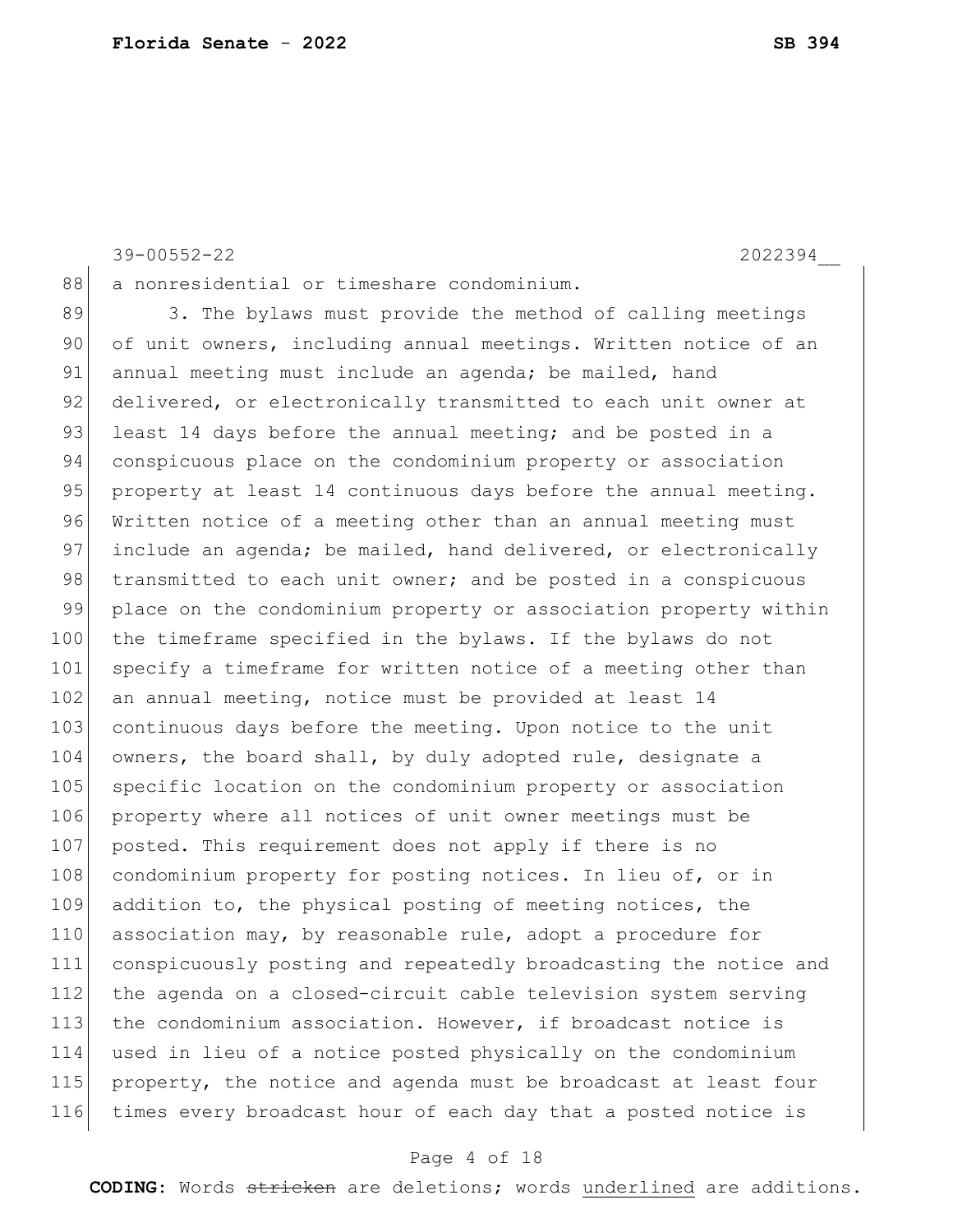a nonresidential or timeshare condominium.

3. The bylaws must provide the method of calling meetings of unit owners, including annual meetings. Written notice of an annual meeting must include an agenda; be mailed, hand delivered, or electronically transmitted to each unit owner at least 14 days before the annual meeting; and be posted in a conspicuous place on the condominium property or association property at least 14 continuous days before the annual meeting. Written notice of a meeting other than an annual meeting must include an agenda; be mailed, hand delivered, or electronically transmitted to each unit owner; and be posted in a conspicuous place on the condominium property or association property within the timeframe specified in the bylaws. If the bylaws do not specify a timeframe for written notice of a meeting other than an annual meeting, notice must be provided at least 14 continuous days before the meeting. Upon notice to the unit owners, the board shall, by duly adopted rule, designate a specific location on the condominium property or association property where all notices of unit owner meetings must be posted. This requirement does not apply if there is no condominium property for posting notices. In lieu of, or in addition to, the physical posting of meeting notices, the association may, by reasonable rule, adopt a procedure for conspicuously posting and repeatedly broadcasting the notice and the agenda on a closed-circuit cable television system serving the condominium association. However, if broadcast notice is used in lieu of a notice posted physically on the condominium property, the notice and agenda must be broadcast at least four times every broadcast hour of each day that a posted notice is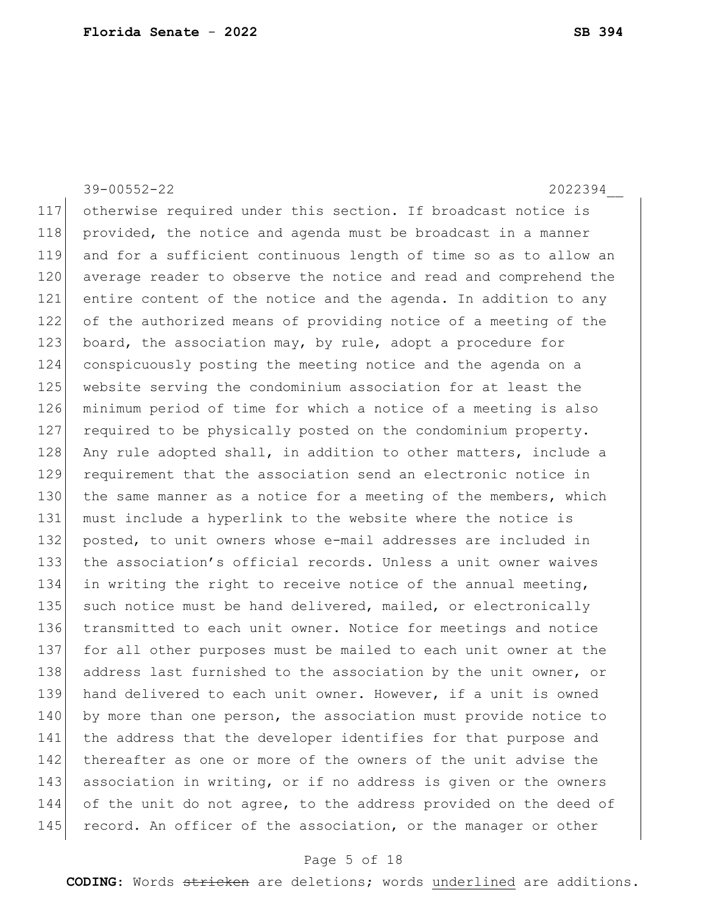otherwise required under this section. If broadcast notice is provided, the notice and agenda must be broadcast in a manner and for a sufficient continuous length of time so as to allow an average reader to observe the notice and read and comprehend the entire content of the notice and the agenda. In addition to any of the authorized means of providing notice of a meeting of the board, the association may, by rule, adopt a procedure for conspicuously posting the meeting notice and the agenda on a website serving the condominium association for at least the minimum period of time for which a notice of a meeting is also required to be physically posted on the condominium property. Any rule adopted shall, in addition to other matters, include a requirement that the association send an electronic notice in the same manner as a notice for a meeting of the members, which must include a hyperlink to the website where the notice is posted, to unit owners whose e-mail addresses are included in the association's official records. Unless a unit owner waives in writing the right to receive notice of the annual meeting, such notice must be hand delivered, mailed, or electronically transmitted to each unit owner. Notice for meetings and notice for all other purposes must be mailed to each unit owner at the address last furnished to the association by the unit owner, or hand delivered to each unit owner. However, if a unit is owned by more than one person, the association must provide notice to the address that the developer identifies for that purpose and thereafter as one or more of the owners of the unit advise the association in writing, or if no address is given or the owners of the unit do not agree, to the address provided on the deed of record. An officer of the association, or the manager or other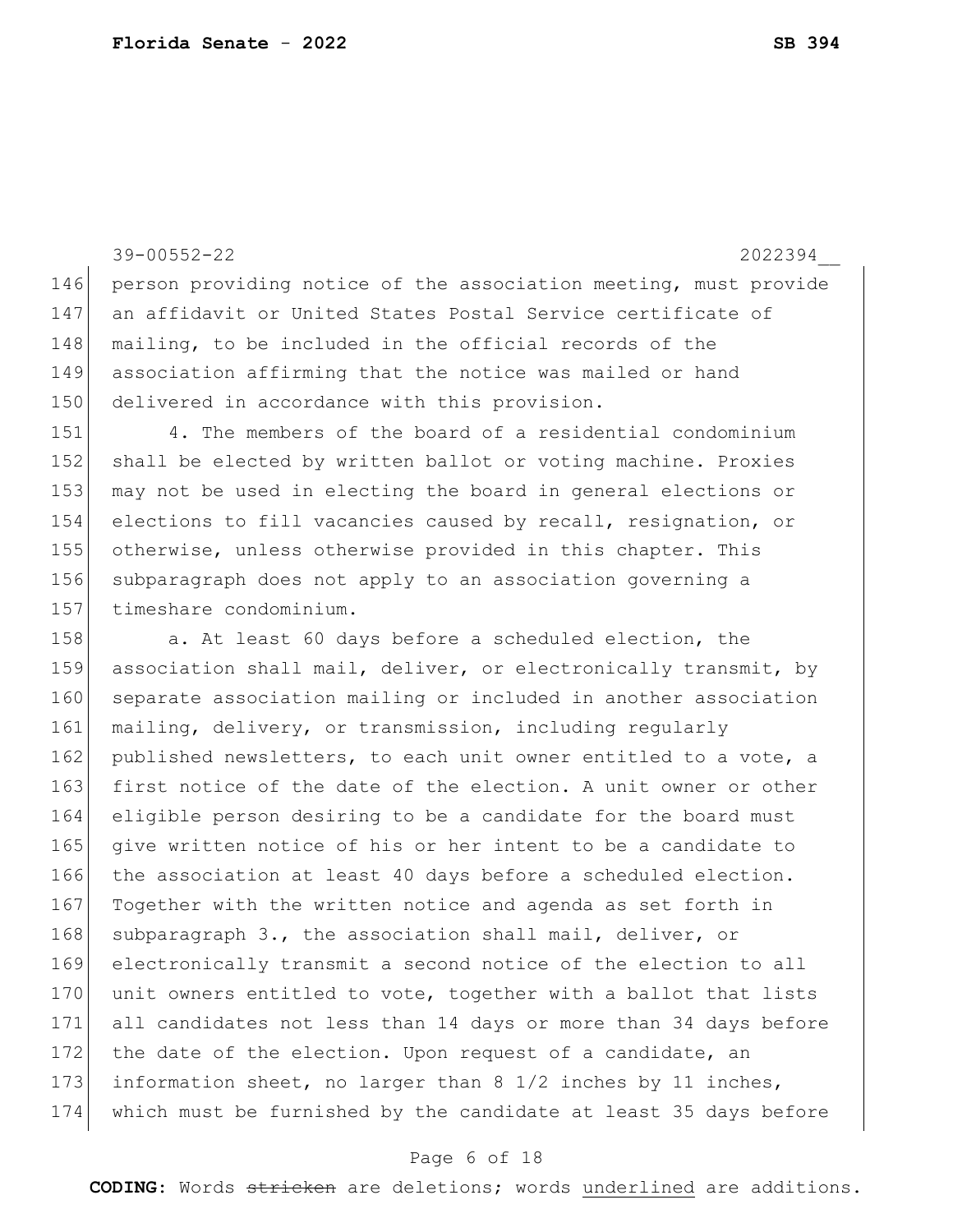person providing notice of the association meeting, must provide an affidavit or United States Postal Service certificate of mailing, to be included in the official records of the association affirming that the notice was mailed or hand delivered in accordance with this provision.

4. The members of the board of a residential condominium shall be elected by written ballot or voting machine. Proxies may not be used in electing the board in general elections or elections to fill vacancies caused by recall, resignation, or otherwise, unless otherwise provided in this chapter. This subparagraph does not apply to an association governing a timeshare condominium.

a. At least 60 days before a scheduled election, the association shall mail, deliver, or electronically transmit, by separate association mailing or included in another association mailing, delivery, or transmission, including regularly published newsletters, to each unit owner entitled to a vote, a first notice of the date of the election. A unit owner or other eligible person desiring to be a candidate for the board must give written notice of his or her intent to be a candidate to the association at least 40 days before a scheduled election. Together with the written notice and agenda as set forth in subparagraph 3., the association shall mail, deliver, or electronically transmit a second notice of the election to all unit owners entitled to vote, together with a ballot that lists all candidates not less than 14 days or more than 34 days before the date of the election. Upon request of a candidate, an information sheet, no larger than 8 1/2 inches by 11 inches, which must be furnished by the candidate at least 35 days before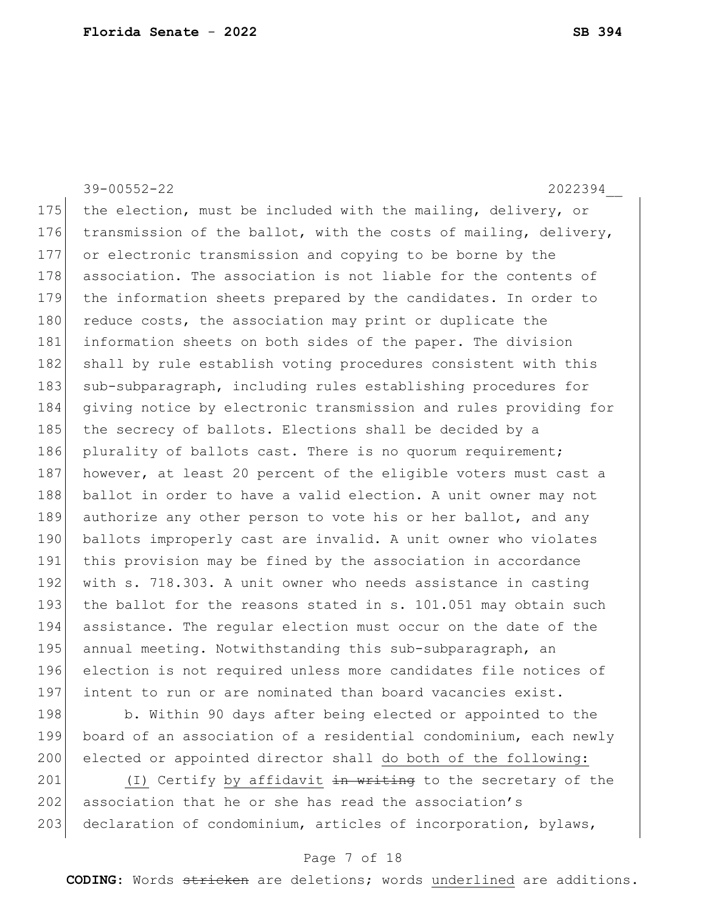the election, must be included with the mailing, delivery, or transmission of the ballot, with the costs of mailing, delivery, or electronic transmission and copying to be borne by the association. The association is not liable for the contents of the information sheets prepared by the candidates. In order to reduce costs, the association may print or duplicate the information sheets on both sides of the paper. The division shall by rule establish voting procedures consistent with this sub-subparagraph, including rules establishing procedures for giving notice by electronic transmission and rules providing for the secrecy of ballots. Elections shall be decided by a plurality of ballots cast. There is no quorum requirement; however, at least 20 percent of the eligible voters must cast a ballot in order to have a valid election. A unit owner may not authorize any other person to vote his or her ballot, and any ballots improperly cast are invalid. A unit owner who violates this provision may be fined by the association in accordance with s. 718.303. A unit owner who needs assistance in casting the ballot for the reasons stated in s. 101.051 may obtain such assistance. The regular election must occur on the date of the annual meeting. Notwithstanding this sub-subparagraph, an election is not required unless more candidates file notices of intent to run or are nominated than board vacancies exist.

b. Within 90 days after being elected or appointed to the board of an association of a residential condominium, each newly elected or appointed director shall <u>do both of the following:</u>

<u>(I)</u> Certify <u>by affidavit</u> ~~in writing~~ to the secretary of the association that he or she has read the association's declaration of condominium, articles of incorporation, bylaws,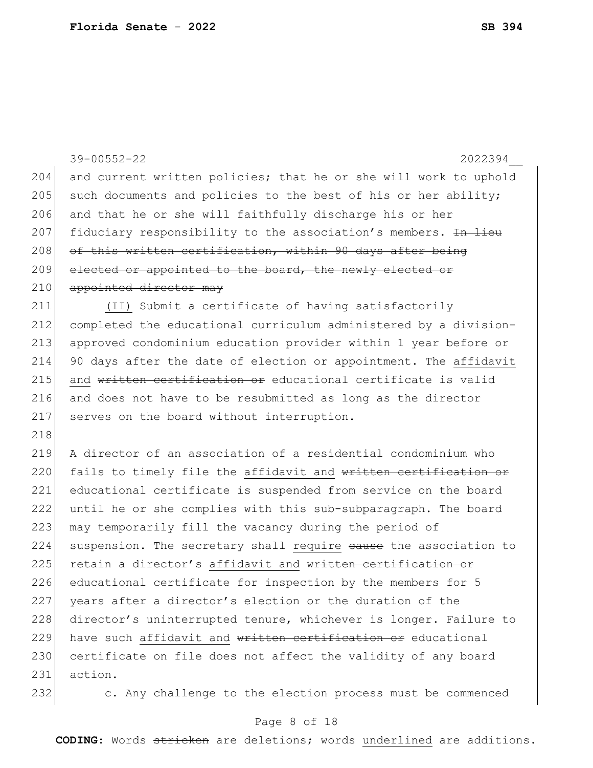and current written policies; that he or she will work to uphold such documents and policies to the best of his or her ability; and that he or she will faithfully discharge his or her fiduciary responsibility to the association's members. ~~In lieu of this written certification, within 90 days after being elected or appointed to the board, the newly elected or appointed director may~~

(II) Submit a certificate of having satisfactorily completed the educational curriculum administered by a division-approved condominium education provider within 1 year before or 90 days after the date of election or appointment. The affidavit and ~~written certification or~~ educational certificate is valid and does not have to be resubmitted as long as the director serves on the board without interruption.

A director of an association of a residential condominium who fails to timely file the affidavit and ~~written certification or~~ educational certificate is suspended from service on the board until he or she complies with this sub-subparagraph. The board may temporarily fill the vacancy during the period of suspension. The secretary shall require ~~cause~~ the association to retain a director's affidavit and ~~written certification or~~ educational certificate for inspection by the members for 5 years after a director's election or the duration of the director's uninterrupted tenure, whichever is longer. Failure to have such affidavit and ~~written certification or~~ educational certificate on file does not affect the validity of any board action.

c. Any challenge to the election process must be commenced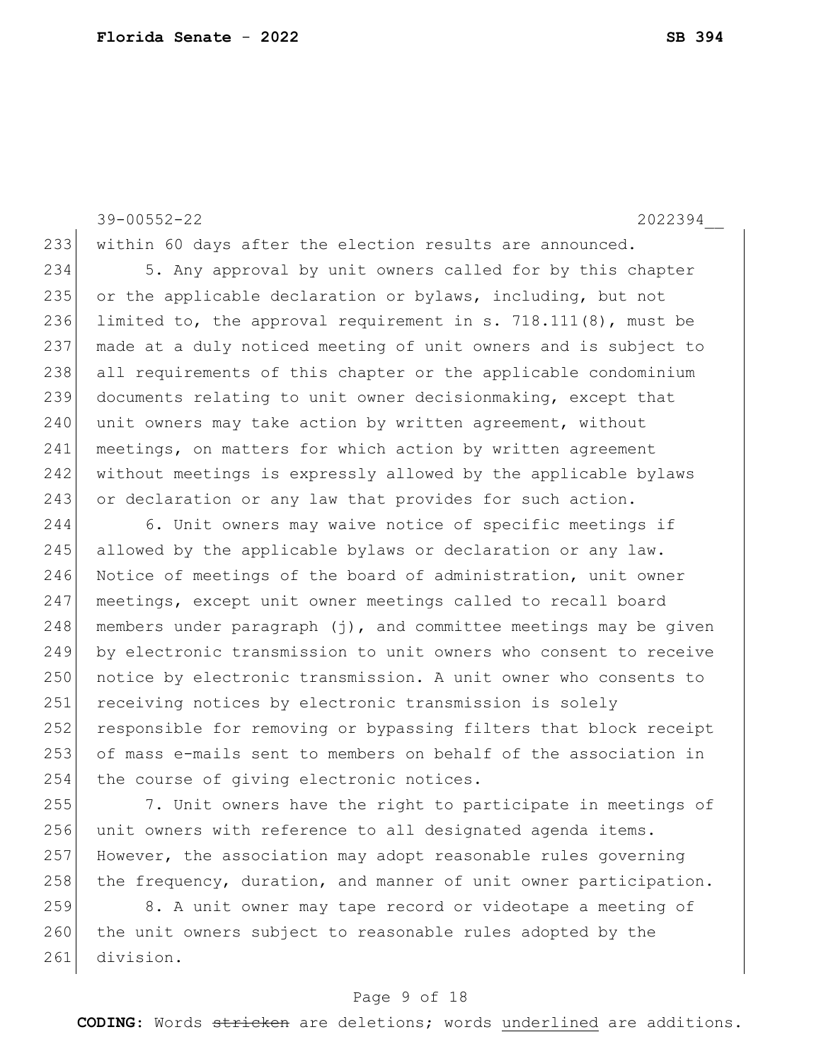within 60 days after the election results are announced.

5. Any approval by unit owners called for by this chapter or the applicable declaration or bylaws, including, but not limited to, the approval requirement in s. 718.111(8), must be made at a duly noticed meeting of unit owners and is subject to all requirements of this chapter or the applicable condominium documents relating to unit owner decisionmaking, except that unit owners may take action by written agreement, without meetings, on matters for which action by written agreement without meetings is expressly allowed by the applicable bylaws or declaration or any law that provides for such action.

6. Unit owners may waive notice of specific meetings if allowed by the applicable bylaws or declaration or any law. Notice of meetings of the board of administration, unit owner meetings, except unit owner meetings called to recall board members under paragraph (j), and committee meetings may be given by electronic transmission to unit owners who consent to receive notice by electronic transmission. A unit owner who consents to receiving notices by electronic transmission is solely responsible for removing or bypassing filters that block receipt of mass e-mails sent to members on behalf of the association in the course of giving electronic notices.

7. Unit owners have the right to participate in meetings of unit owners with reference to all designated agenda items. However, the association may adopt reasonable rules governing the frequency, duration, and manner of unit owner participation.

8. A unit owner may tape record or videotape a meeting of the unit owners subject to reasonable rules adopted by the division.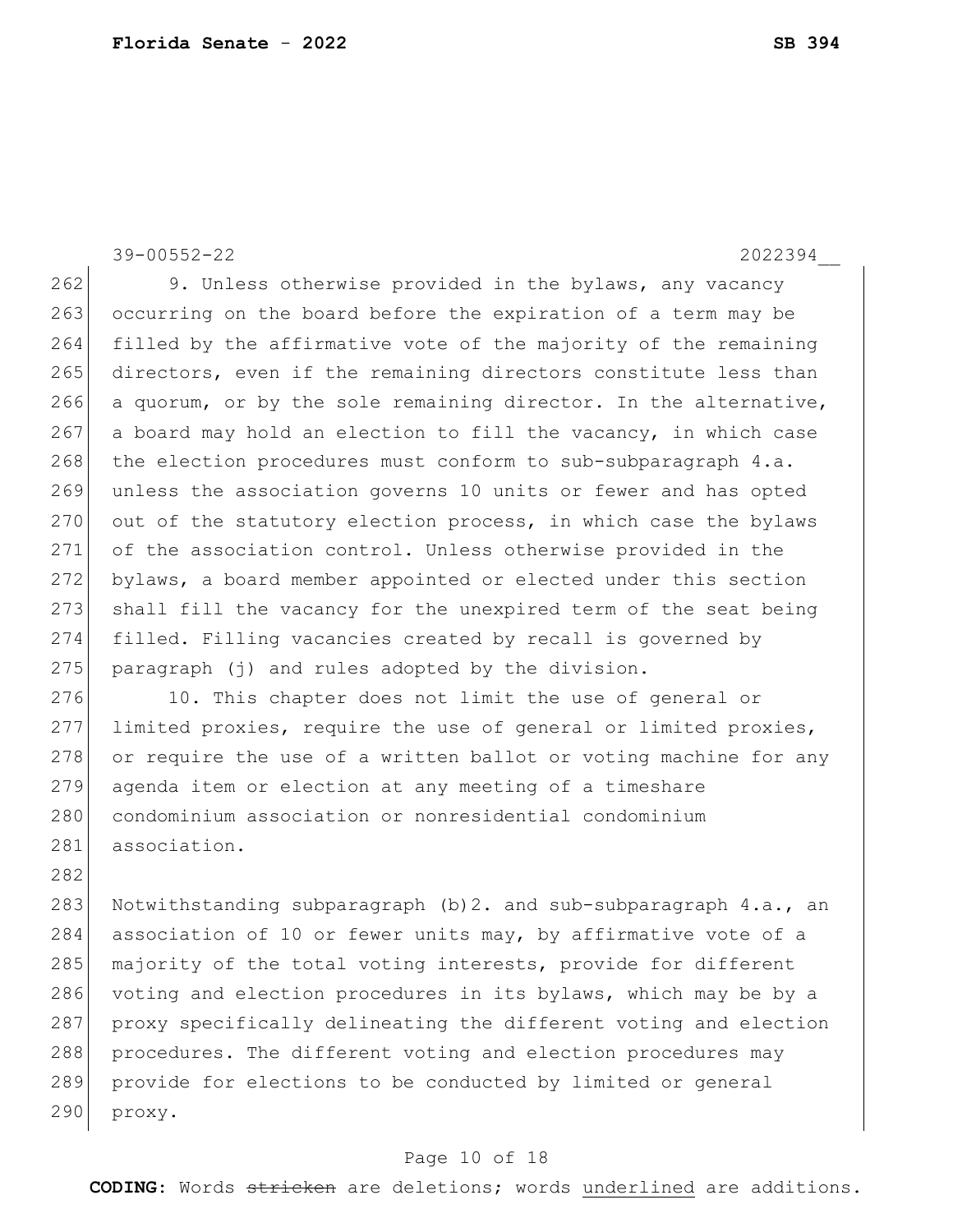9. Unless otherwise provided in the bylaws, any vacancy occurring on the board before the expiration of a term may be filled by the affirmative vote of the majority of the remaining directors, even if the remaining directors constitute less than a quorum, or by the sole remaining director. In the alternative, a board may hold an election to fill the vacancy, in which case the election procedures must conform to sub-subparagraph 4.a. unless the association governs 10 units or fewer and has opted out of the statutory election process, in which case the bylaws of the association control. Unless otherwise provided in the bylaws, a board member appointed or elected under this section shall fill the vacancy for the unexpired term of the seat being filled. Filling vacancies created by recall is governed by paragraph (j) and rules adopted by the division.

10. This chapter does not limit the use of general or limited proxies, require the use of general or limited proxies, or require the use of a written ballot or voting machine for any agenda item or election at any meeting of a timeshare condominium association or nonresidential condominium association.

Notwithstanding subparagraph (b)2. and sub-subparagraph 4.a., an association of 10 or fewer units may, by affirmative vote of a majority of the total voting interests, provide for different voting and election procedures in its bylaws, which may be by a proxy specifically delineating the different voting and election procedures. The different voting and election procedures may provide for elections to be conducted by limited or general proxy.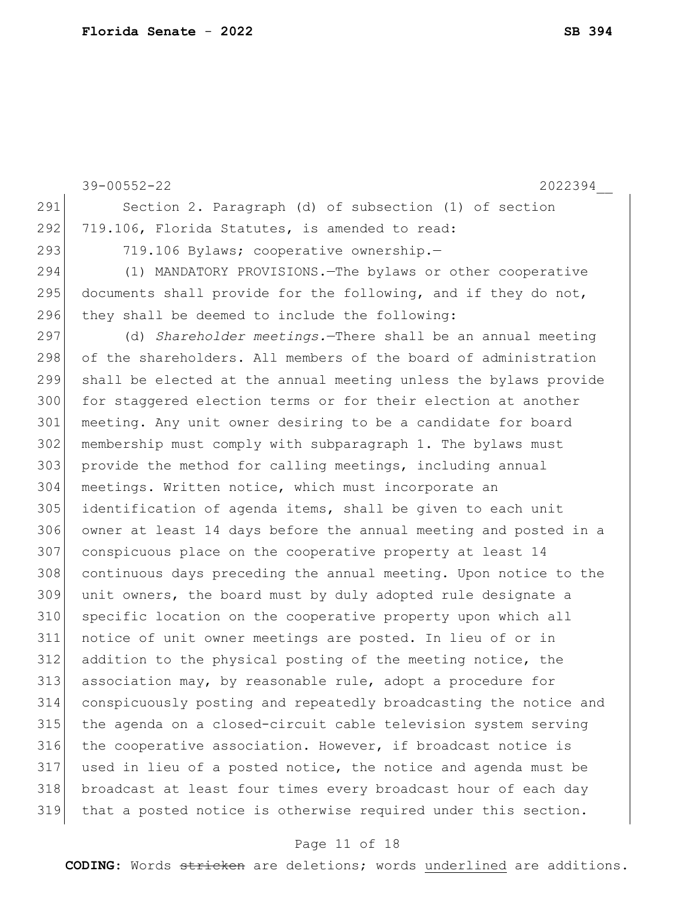Section 2. Paragraph (d) of subsection (1) of section 719.106, Florida Statutes, is amended to read:

719.106 Bylaws; cooperative ownership.—

(1) MANDATORY PROVISIONS.—The bylaws or other cooperative documents shall provide for the following, and if they do not, they shall be deemed to include the following:

(d) *Shareholder meetings.*—There shall be an annual meeting of the shareholders. All members of the board of administration shall be elected at the annual meeting unless the bylaws provide for staggered election terms or for their election at another meeting. Any unit owner desiring to be a candidate for board membership must comply with subparagraph 1. The bylaws must provide the method for calling meetings, including annual meetings. Written notice, which must incorporate an identification of agenda items, shall be given to each unit owner at least 14 days before the annual meeting and posted in a conspicuous place on the cooperative property at least 14 continuous days preceding the annual meeting. Upon notice to the unit owners, the board must by duly adopted rule designate a specific location on the cooperative property upon which all notice of unit owner meetings are posted. In lieu of or in addition to the physical posting of the meeting notice, the association may, by reasonable rule, adopt a procedure for conspicuously posting and repeatedly broadcasting the notice and the agenda on a closed-circuit cable television system serving the cooperative association. However, if broadcast notice is used in lieu of a posted notice, the notice and agenda must be broadcast at least four times every broadcast hour of each day that a posted notice is otherwise required under this section.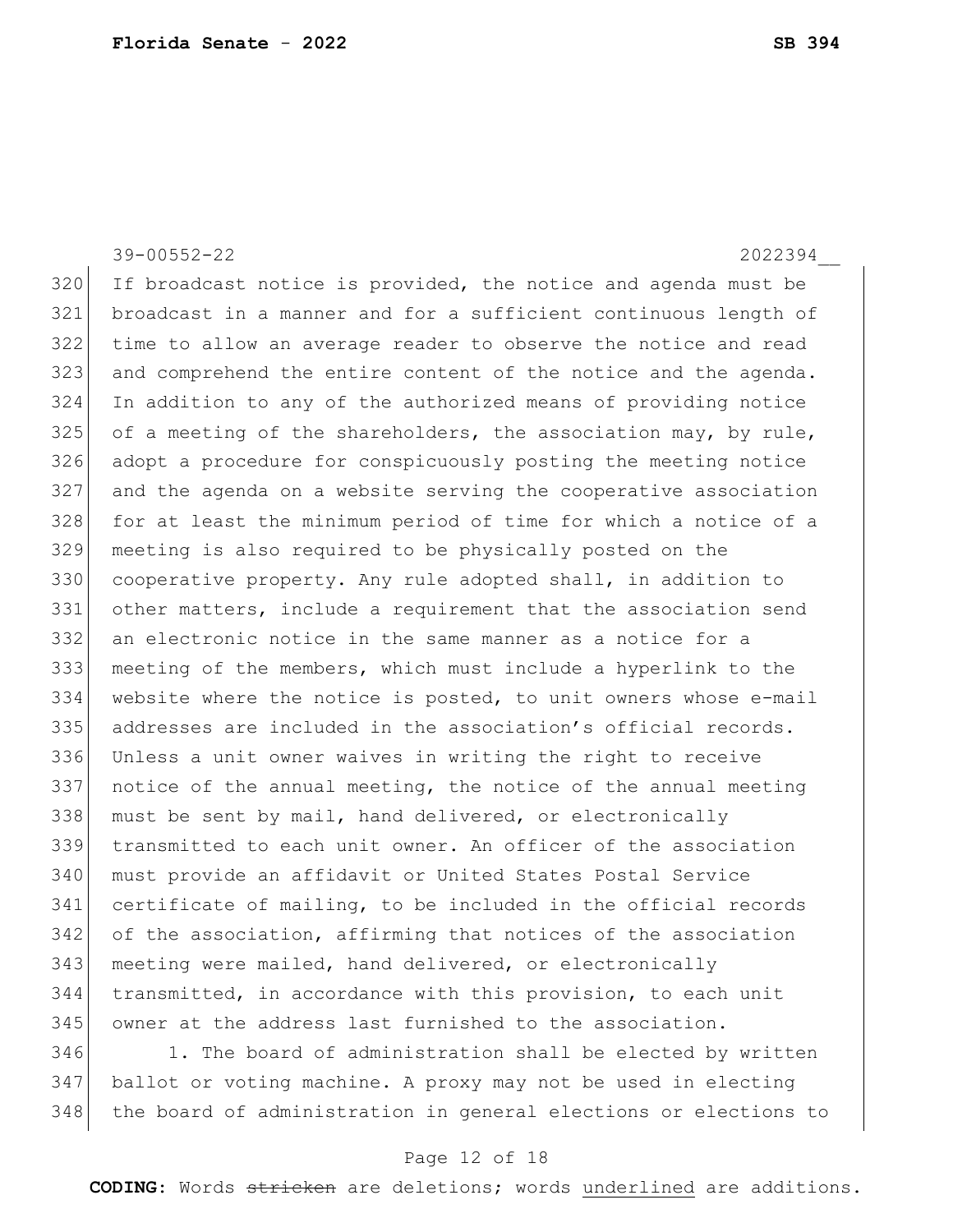If broadcast notice is provided, the notice and agenda must be broadcast in a manner and for a sufficient continuous length of time to allow an average reader to observe the notice and read and comprehend the entire content of the notice and the agenda. In addition to any of the authorized means of providing notice of a meeting of the shareholders, the association may, by rule, adopt a procedure for conspicuously posting the meeting notice and the agenda on a website serving the cooperative association for at least the minimum period of time for which a notice of a meeting is also required to be physically posted on the cooperative property. Any rule adopted shall, in addition to other matters, include a requirement that the association send an electronic notice in the same manner as a notice for a meeting of the members, which must include a hyperlink to the website where the notice is posted, to unit owners whose e-mail addresses are included in the association's official records. Unless a unit owner waives in writing the right to receive notice of the annual meeting, the notice of the annual meeting must be sent by mail, hand delivered, or electronically transmitted to each unit owner. An officer of the association must provide an affidavit or United States Postal Service certificate of mailing, to be included in the official records of the association, affirming that notices of the association meeting were mailed, hand delivered, or electronically transmitted, in accordance with this provision, to each unit owner at the address last furnished to the association.

1. The board of administration shall be elected by written ballot or voting machine. A proxy may not be used in electing the board of administration in general elections or elections to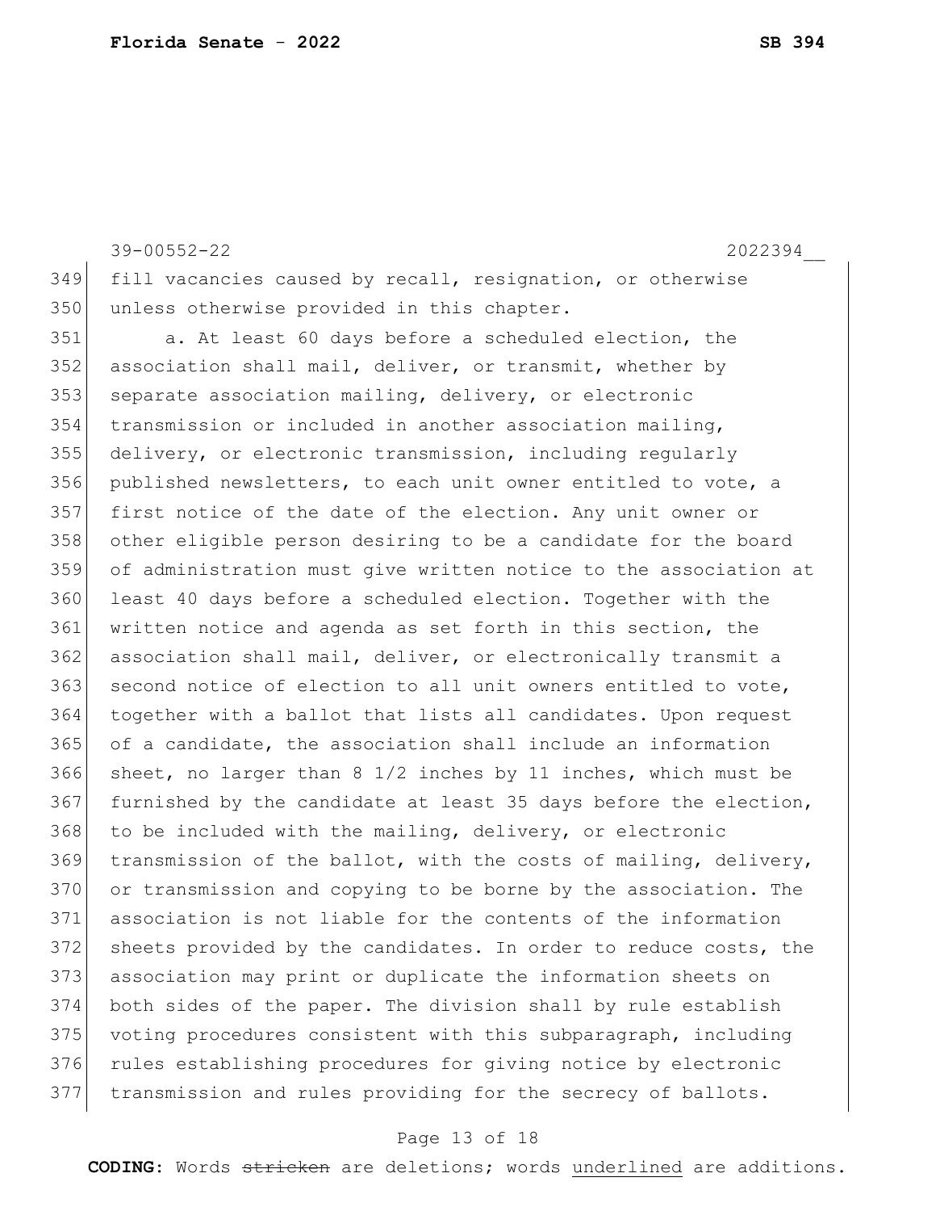fill vacancies caused by recall, resignation, or otherwise unless otherwise provided in this chapter.

a. At least 60 days before a scheduled election, the association shall mail, deliver, or transmit, whether by separate association mailing, delivery, or electronic transmission or included in another association mailing, delivery, or electronic transmission, including regularly published newsletters, to each unit owner entitled to vote, a first notice of the date of the election. Any unit owner or other eligible person desiring to be a candidate for the board of administration must give written notice to the association at least 40 days before a scheduled election. Together with the written notice and agenda as set forth in this section, the association shall mail, deliver, or electronically transmit a second notice of election to all unit owners entitled to vote, together with a ballot that lists all candidates. Upon request of a candidate, the association shall include an information sheet, no larger than 8 1/2 inches by 11 inches, which must be furnished by the candidate at least 35 days before the election, to be included with the mailing, delivery, or electronic transmission of the ballot, with the costs of mailing, delivery, or transmission and copying to be borne by the association. The association is not liable for the contents of the information sheets provided by the candidates. In order to reduce costs, the association may print or duplicate the information sheets on both sides of the paper. The division shall by rule establish voting procedures consistent with this subparagraph, including rules establishing procedures for giving notice by electronic transmission and rules providing for the secrecy of ballots.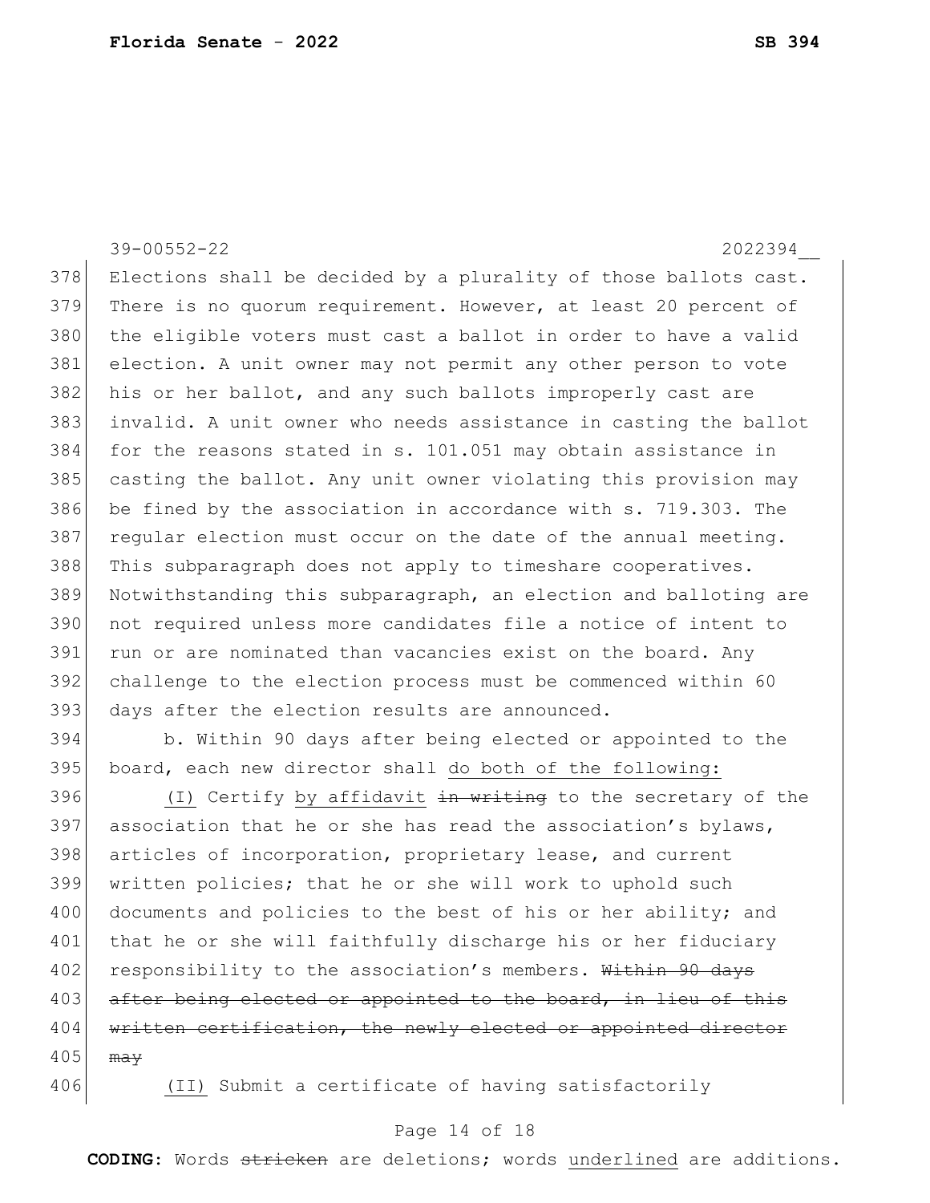39-00552-22 2022394__

378 Elections shall be decided by a plurality of those ballots cast.
379 There is no quorum requirement. However, at least 20 percent of
380 the eligible voters must cast a ballot in order to have a valid
381 election. A unit owner may not permit any other person to vote
382 his or her ballot, and any such ballots improperly cast are
383 invalid. A unit owner who needs assistance in casting the ballot
384 for the reasons stated in s. 101.051 may obtain assistance in
385 casting the ballot. Any unit owner violating this provision may
386 be fined by the association in accordance with s. 719.303. The
387 regular election must occur on the date of the annual meeting.
388 This subparagraph does not apply to timeshare cooperatives.
389 Notwithstanding this subparagraph, an election and balloting are
390 not required unless more candidates file a notice of intent to
391 run or are nominated than vacancies exist on the board. Any
392 challenge to the election process must be commenced within 60
393 days after the election results are announced.

394 b. Within 90 days after being elected or appointed to the
395 board, each new director shall <u>do both of the following:</u>

396 <u>(I)</u> Certify <u>by affidavit</u> ~~in writing~~ to the secretary of the
397 association that he or she has read the association's bylaws,
398 articles of incorporation, proprietary lease, and current
399 written policies; that he or she will work to uphold such
400 documents and policies to the best of his or her ability; and
401 that he or she will faithfully discharge his or her fiduciary
402 responsibility to the association's members. ~~Within 90 days~~
403 ~~after being elected or appointed to the board, in lieu of this~~
404 ~~written certification, the newly elected or appointed director~~
405 ~~may~~

406 <u>(II)</u> Submit a certificate of having satisfactorily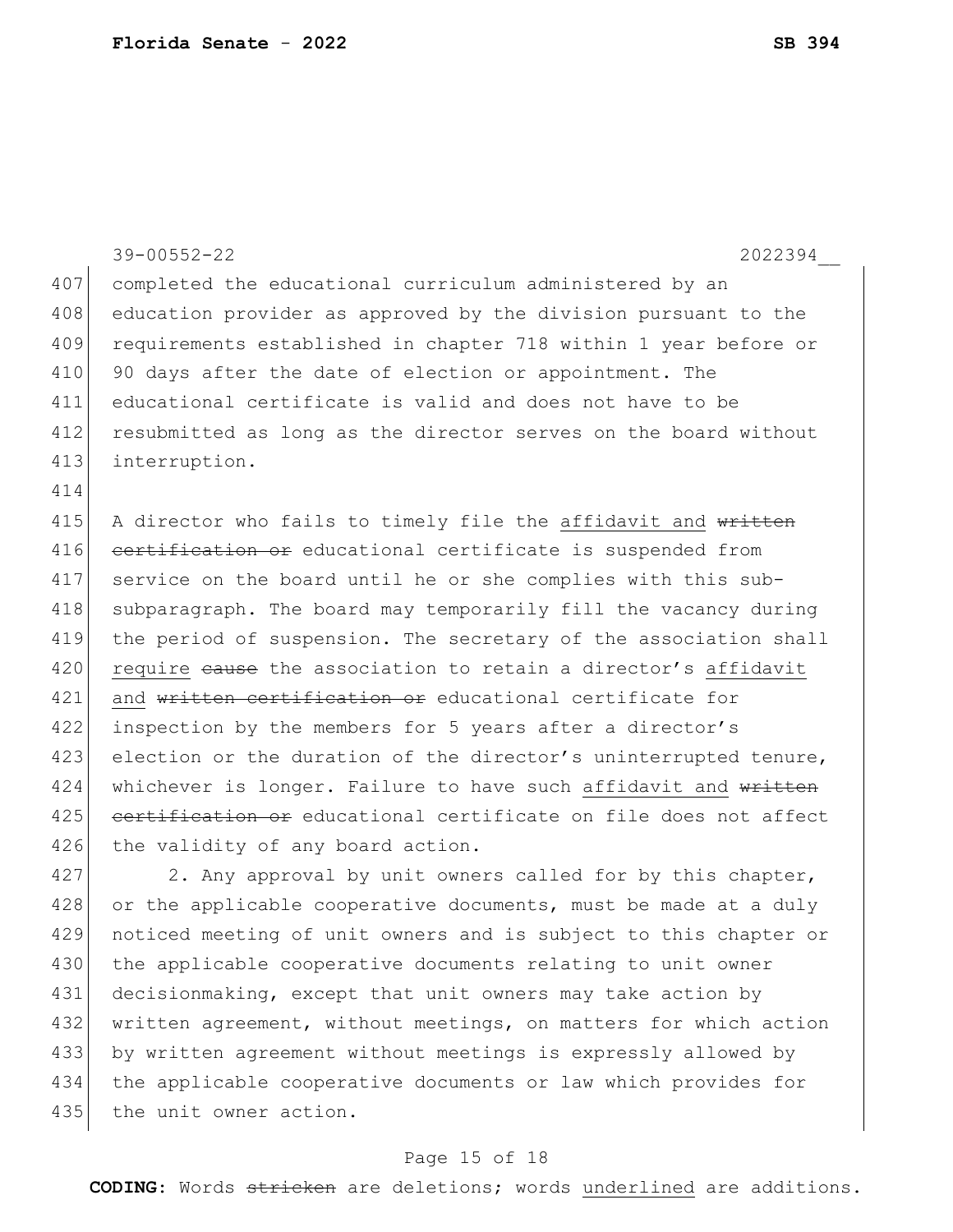completed the educational curriculum administered by an education provider as approved by the division pursuant to the requirements established in chapter 718 within 1 year before or 90 days after the date of election or appointment. The educational certificate is valid and does not have to be resubmitted as long as the director serves on the board without interruption.

A director who fails to timely file the affidavit and ~~written certification or~~ educational certificate is suspended from service on the board until he or she complies with this sub-subparagraph. The board may temporarily fill the vacancy during the period of suspension. The secretary of the association shall require ~~cause~~ the association to retain a director's affidavit and ~~written certification or~~ educational certificate for inspection by the members for 5 years after a director's election or the duration of the director's uninterrupted tenure, whichever is longer. Failure to have such affidavit and ~~written certification or~~ educational certificate on file does not affect the validity of any board action.

2. Any approval by unit owners called for by this chapter, or the applicable cooperative documents, must be made at a duly noticed meeting of unit owners and is subject to this chapter or the applicable cooperative documents relating to unit owner decisionmaking, except that unit owners may take action by written agreement, without meetings, on matters for which action by written agreement without meetings is expressly allowed by the applicable cooperative documents or law which provides for the unit owner action.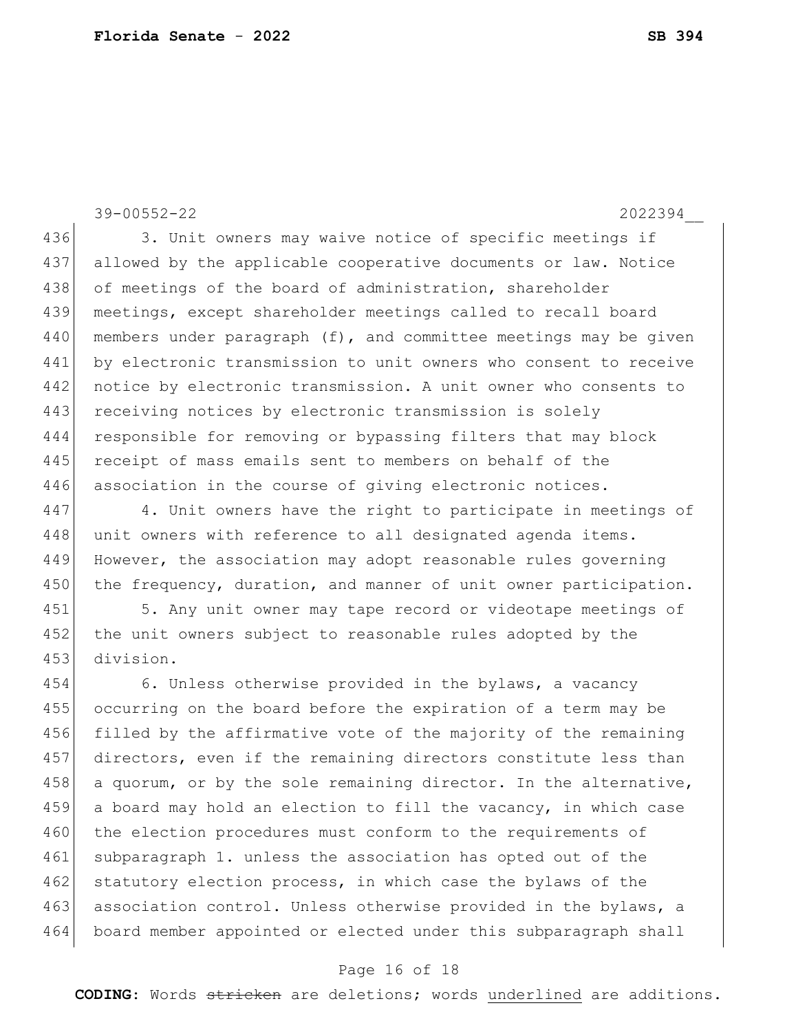3. Unit owners may waive notice of specific meetings if allowed by the applicable cooperative documents or law. Notice of meetings of the board of administration, shareholder meetings, except shareholder meetings called to recall board members under paragraph (f), and committee meetings may be given by electronic transmission to unit owners who consent to receive notice by electronic transmission. A unit owner who consents to receiving notices by electronic transmission is solely responsible for removing or bypassing filters that may block receipt of mass emails sent to members on behalf of the association in the course of giving electronic notices.

4. Unit owners have the right to participate in meetings of unit owners with reference to all designated agenda items. However, the association may adopt reasonable rules governing the frequency, duration, and manner of unit owner participation.

5. Any unit owner may tape record or videotape meetings of the unit owners subject to reasonable rules adopted by the division.

6. Unless otherwise provided in the bylaws, a vacancy occurring on the board before the expiration of a term may be filled by the affirmative vote of the majority of the remaining directors, even if the remaining directors constitute less than a quorum, or by the sole remaining director. In the alternative, a board may hold an election to fill the vacancy, in which case the election procedures must conform to the requirements of subparagraph 1. unless the association has opted out of the statutory election process, in which case the bylaws of the association control. Unless otherwise provided in the bylaws, a board member appointed or elected under this subparagraph shall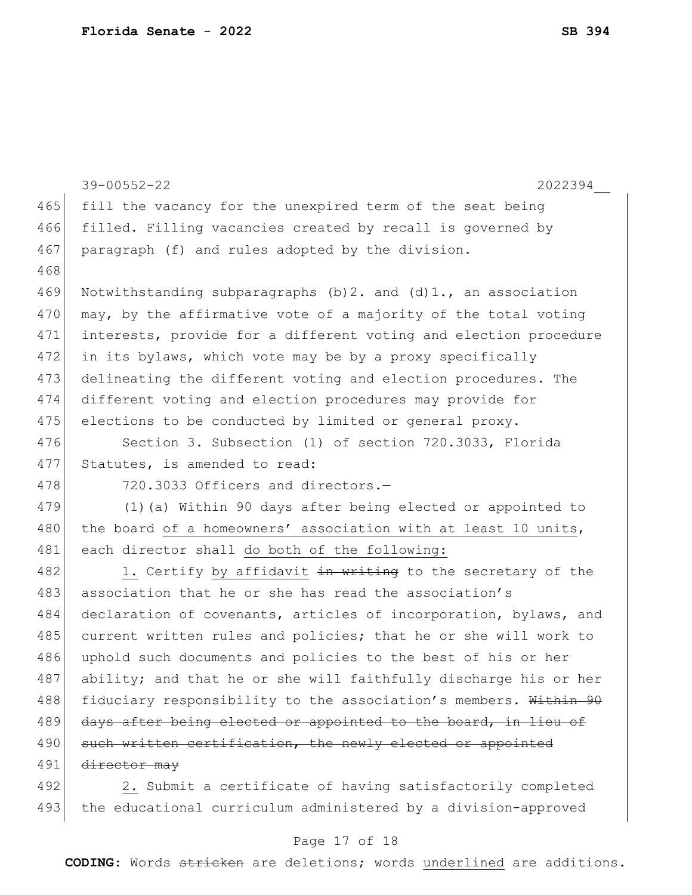fill the vacancy for the unexpired term of the seat being filled. Filling vacancies created by recall is governed by paragraph (f) and rules adopted by the division.

Notwithstanding subparagraphs (b)2. and (d)1., an association may, by the affirmative vote of a majority of the total voting interests, provide for a different voting and election procedure in its bylaws, which vote may be by a proxy specifically delineating the different voting and election procedures. The different voting and election procedures may provide for elections to be conducted by limited or general proxy.

Section 3. Subsection (1) of section 720.3033, Florida Statutes, is amended to read:

720.3033 Officers and directors.—

(1)(a) Within 90 days after being elected or appointed to the board <u>of a homeowners' association with at least 10 units</u>, each director shall <u>do both of the following:</u>

<u>1.</u> Certify <u>by affidavit</u> ~~in writing~~ to the secretary of the association that he or she has read the association's declaration of covenants, articles of incorporation, bylaws, and current written rules and policies; that he or she will work to uphold such documents and policies to the best of his or her ability; and that he or she will faithfully discharge his or her fiduciary responsibility to the association's members. ~~Within 90 days after being elected or appointed to the board, in lieu of such written certification, the newly elected or appointed director may~~

<u>2.</u> Submit a certificate of having satisfactorily completed the educational curriculum administered by a division-approved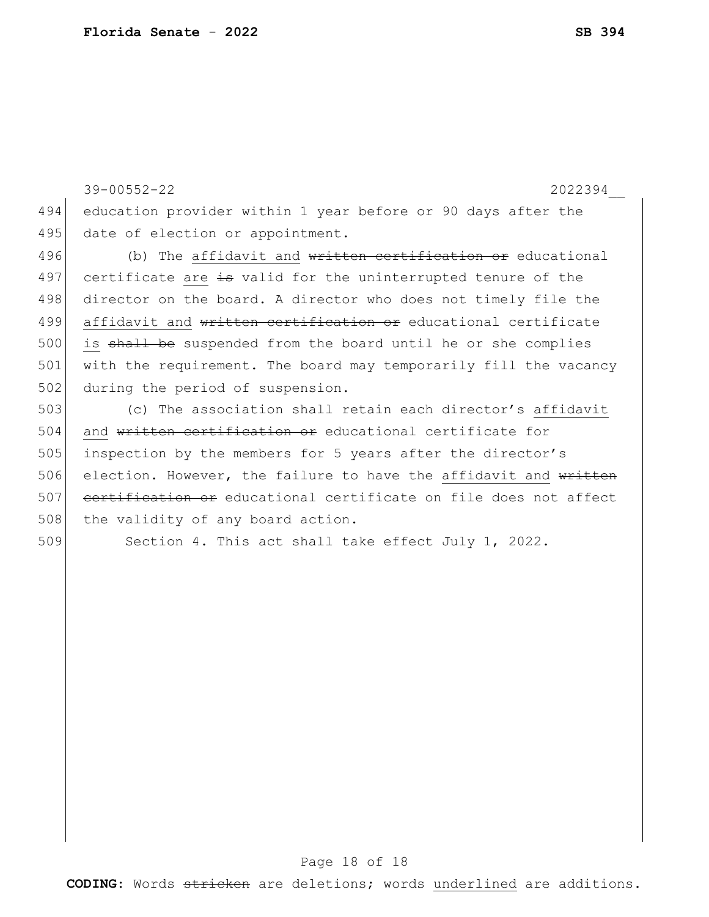39-00552-22 2022394__

494 education provider within 1 year before or 90 days after the
495 date of election or appointment.

496 (b) The <u>affidavit and</u> ~~written certification or~~ educational
497 certificate <u>are</u> ~~is~~ valid for the uninterrupted tenure of the
498 director on the board. A director who does not timely file the
499 <u>affidavit and</u> ~~written certification or~~ educational certificate
500 <u>is</u> ~~shall be~~ suspended from the board until he or she complies
501 with the requirement. The board may temporarily fill the vacancy
502 during the period of suspension.

503 (c) The association shall retain each director's <u>affidavit</u>
504 <u>and</u> ~~written certification or~~ educational certificate for
505 inspection by the members for 5 years after the director's
506 election. However, the failure to have the <u>affidavit and</u> ~~written~~
507 ~~certification or~~ educational certificate on file does not affect
508 the validity of any board action.

509 Section 4. This act shall take effect July 1, 2022.

**CODING:** Words ~~stricken~~ are deletions; words <u>underlined</u> are additions.